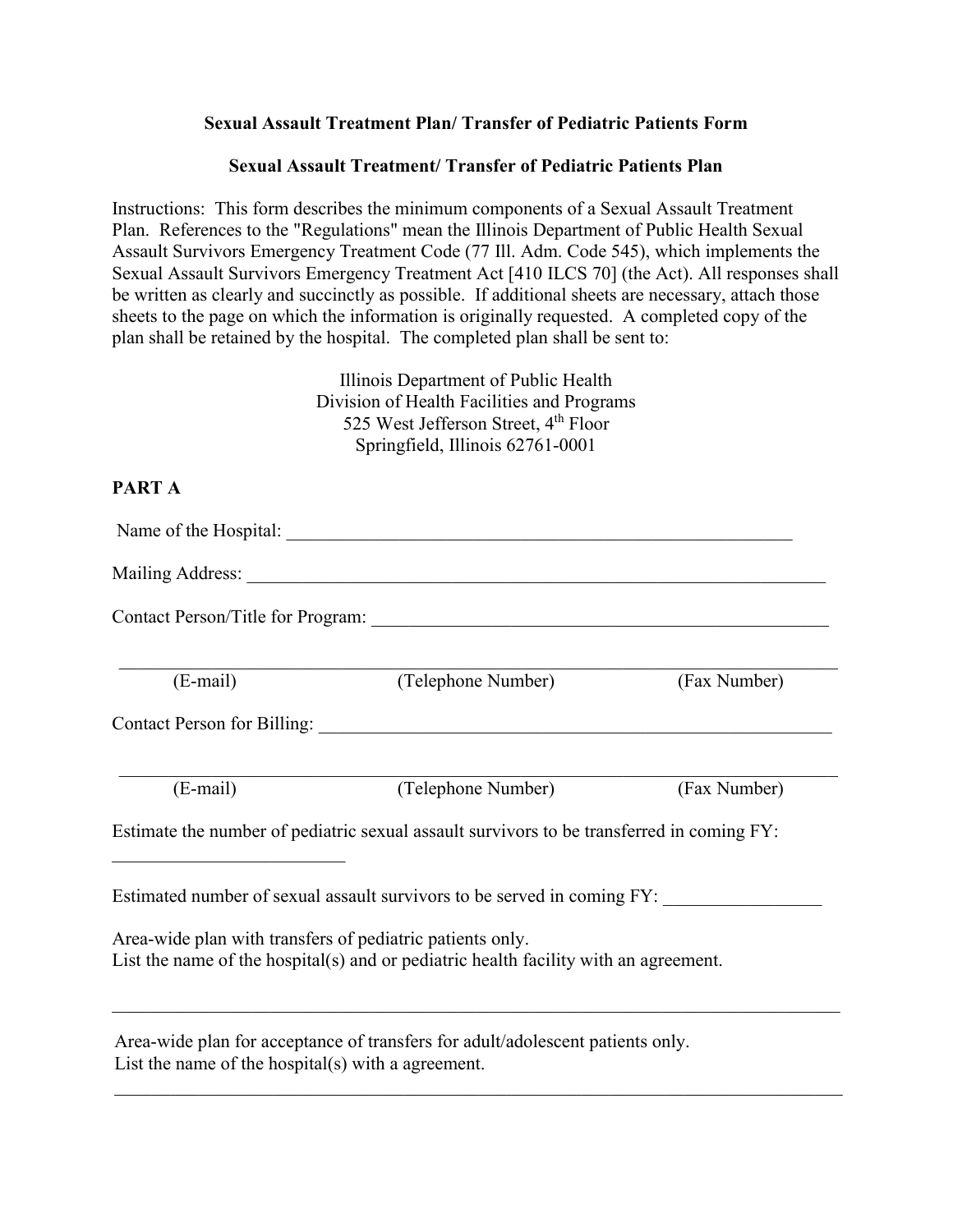**Sexual Assault Treatment Plan/ Transfer of Pediatric Patients Form**

**Sexual Assault Treatment/ Transfer of Pediatric Patients Plan**

Instructions: This form describes the minimum components of a Sexual Assault Treatment Plan. References to the "Regulations" mean the Illinois Department of Public Health Sexual Assault Survivors Emergency Treatment Code (77 Ill. Adm. Code 545), which implements the Sexual Assault Survivors Emergency Treatment Act [410 ILCS 70] (the Act). All responses shall be written as clearly and succinctly as possible. If additional sheets are necessary, attach those sheets to the page on which the information is originally requested. A completed copy of the plan shall be retained by the hospital. The completed plan shall be sent to:

Illinois Department of Public Health
Division of Health Facilities and Programs
525 West Jefferson Street, 4th Floor
Springfield, Illinois 62761-0001

**PART A**

Name of the Hospital: ____________________________________________________________

Mailing Address: ____________________________________________________________

Contact Person/Title for Program: ____________________________________________________

______________________________________________________________________________
(E-mail) (Telephone Number) (Fax Number)

Contact Person for Billing: ____________________________________________________________

______________________________________________________________________________
(E-mail) (Telephone Number) (Fax Number)

Estimate the number of pediatric sexual assault survivors to be transferred in coming FY: _________________________

Estimated number of sexual assault survivors to be served in coming FY: _________________

Area-wide plan with transfers of pediatric patients only.
List the name of the hospital(s) and or pediatric health facility with an agreement.

______________________________________________________________________________

Area-wide plan for acceptance of transfers for adult/adolescent patients only.
List the name of the hospital(s) with a agreement.

______________________________________________________________________________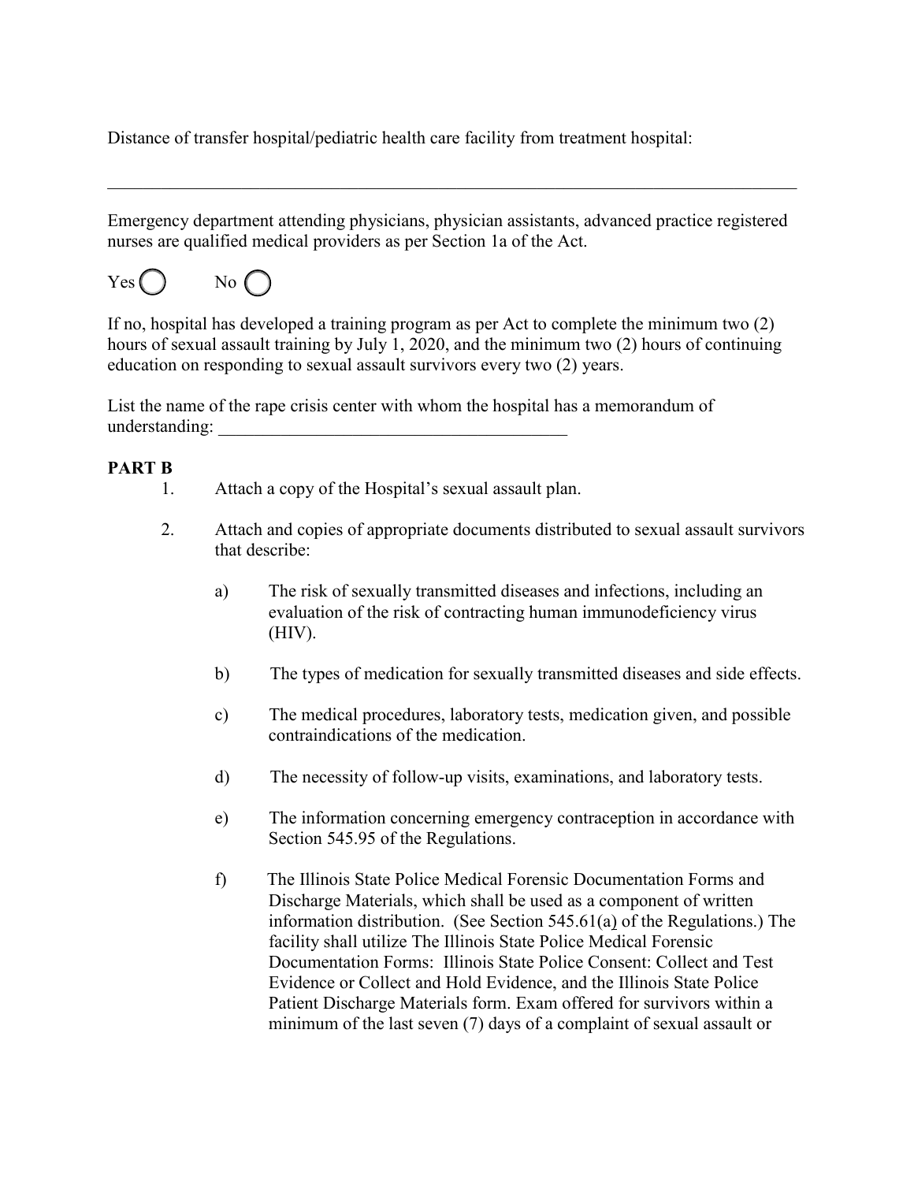Distance of transfer hospital/pediatric health care facility from treatment hospital:

_______________________________________________________________________________

Emergency department attending physicians, physician assistants, advanced practice registered nurses are qualified medical providers as per Section 1a of the Act.

Yes ◯ No ◯

If no, hospital has developed a training program as per Act to complete the minimum two (2) hours of sexual assault training by July 1, 2020, and the minimum two (2) hours of continuing education on responding to sexual assault survivors every two (2) years.

List the name of the rape crisis center with whom the hospital has a memorandum of understanding: ________________________________________

**PART B**

1. Attach a copy of the Hospital's sexual assault plan.

2. Attach and copies of appropriate documents distributed to sexual assault survivors that describe:

   a) The risk of sexually transmitted diseases and infections, including an evaluation of the risk of contracting human immunodeficiency virus (HIV).

   b) The types of medication for sexually transmitted diseases and side effects.

   c) The medical procedures, laboratory tests, medication given, and possible contraindications of the medication.

   d) The necessity of follow-up visits, examinations, and laboratory tests.

   e) The information concerning emergency contraception in accordance with Section 545.95 of the Regulations.

   f) The Illinois State Police Medical Forensic Documentation Forms and Discharge Materials, which shall be used as a component of written information distribution. (See Section 545.61(a) of the Regulations.) The facility shall utilize The Illinois State Police Medical Forensic Documentation Forms: Illinois State Police Consent: Collect and Test Evidence or Collect and Hold Evidence, and the Illinois State Police Patient Discharge Materials form. Exam offered for survivors within a minimum of the last seven (7) days of a complaint of sexual assault or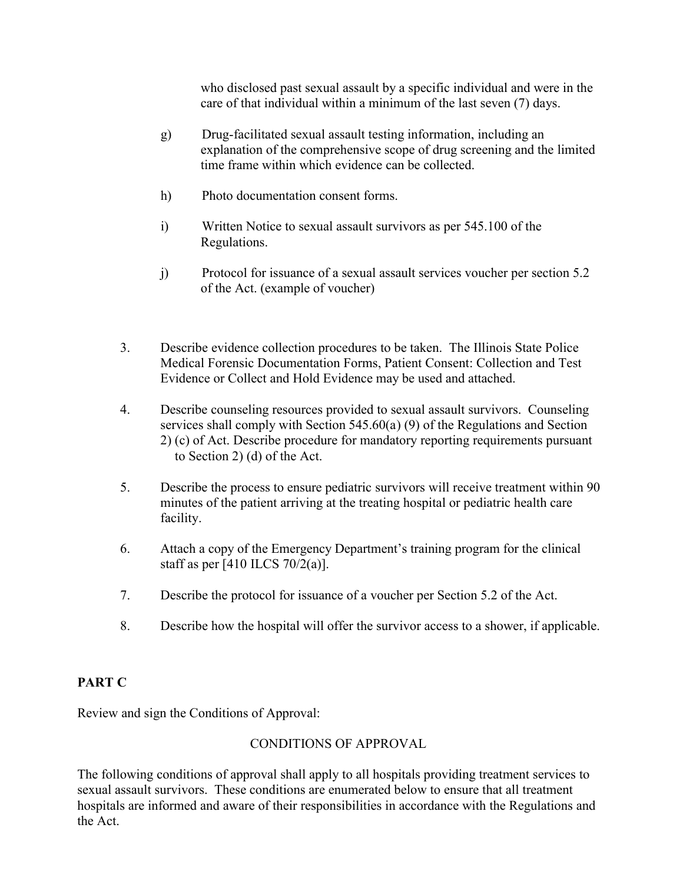who disclosed past sexual assault by a specific individual and were in the care of that individual within a minimum of the last seven (7) days.

g) Drug-facilitated sexual assault testing information, including an explanation of the comprehensive scope of drug screening and the limited time frame within which evidence can be collected.

h) Photo documentation consent forms.

i) Written Notice to sexual assault survivors as per 545.100 of the Regulations.

j) Protocol for issuance of a sexual assault services voucher per section 5.2 of the Act. (example of voucher)

3. Describe evidence collection procedures to be taken. The Illinois State Police Medical Forensic Documentation Forms, Patient Consent: Collection and Test Evidence or Collect and Hold Evidence may be used and attached.

4. Describe counseling resources provided to sexual assault survivors. Counseling services shall comply with Section 545.60(a) (9) of the Regulations and Section 2) (c) of Act. Describe procedure for mandatory reporting requirements pursuant to Section 2) (d) of the Act.

5. Describe the process to ensure pediatric survivors will receive treatment within 90 minutes of the patient arriving at the treating hospital or pediatric health care facility.

6. Attach a copy of the Emergency Department's training program for the clinical staff as per [410 ILCS 70/2(a)].

7. Describe the protocol for issuance of a voucher per Section 5.2 of the Act.

8. Describe how the hospital will offer the survivor access to a shower, if applicable.

## PART C

Review and sign the Conditions of Approval:

### CONDITIONS OF APPROVAL

The following conditions of approval shall apply to all hospitals providing treatment services to sexual assault survivors. These conditions are enumerated below to ensure that all treatment hospitals are informed and aware of their responsibilities in accordance with the Regulations and the Act.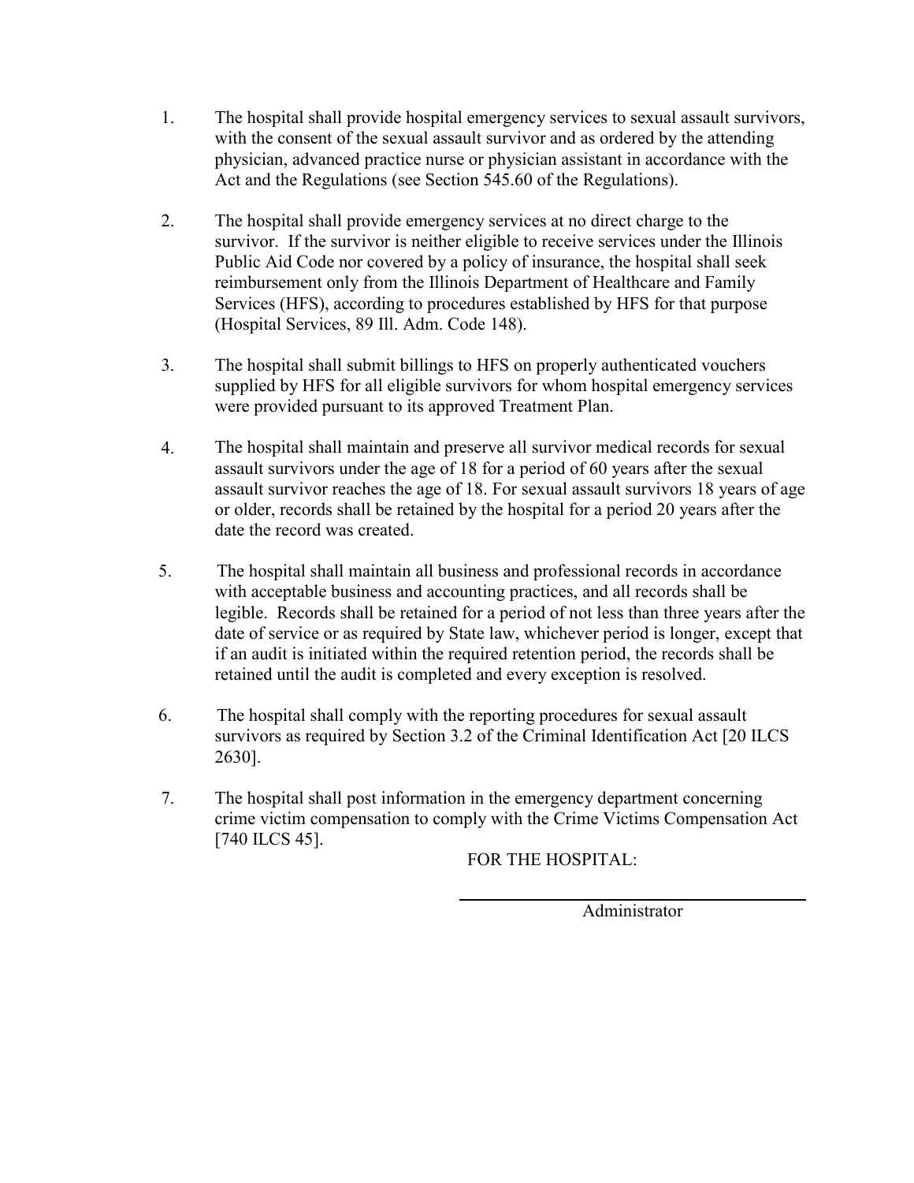1. The hospital shall provide hospital emergency services to sexual assault survivors, with the consent of the sexual assault survivor and as ordered by the attending physician, advanced practice nurse or physician assistant in accordance with the Act and the Regulations (see Section 545.60 of the Regulations).

2. The hospital shall provide emergency services at no direct charge to the survivor. If the survivor is neither eligible to receive services under the Illinois Public Aid Code nor covered by a policy of insurance, the hospital shall seek reimbursement only from the Illinois Department of Healthcare and Family Services (HFS), according to procedures established by HFS for that purpose (Hospital Services, 89 Ill. Adm. Code 148).

3. The hospital shall submit billings to HFS on properly authenticated vouchers supplied by HFS for all eligible survivors for whom hospital emergency services were provided pursuant to its approved Treatment Plan.

4. The hospital shall maintain and preserve all survivor medical records for sexual assault survivors under the age of 18 for a period of 60 years after the sexual assault survivor reaches the age of 18. For sexual assault survivors 18 years of age or older, records shall be retained by the hospital for a period 20 years after the date the record was created.

5. The hospital shall maintain all business and professional records in accordance with acceptable business and accounting practices, and all records shall be legible. Records shall be retained for a period of not less than three years after the date of service or as required by State law, whichever period is longer, except that if an audit is initiated within the required retention period, the records shall be retained until the audit is completed and every exception is resolved.

6. The hospital shall comply with the reporting procedures for sexual assault survivors as required by Section 3.2 of the Criminal Identification Act [20 ILCS 2630].

7. The hospital shall post information in the emergency department concerning crime victim compensation to comply with the Crime Victims Compensation Act [740 ILCS 45].

FOR THE HOSPITAL:

\_\_\_\_\_\_\_\_\_\_\_\_\_\_\_\_\_\_\_\_\_\_\_\_\_\_\_\_\_\_\_\_\_\_\_\_

Administrator